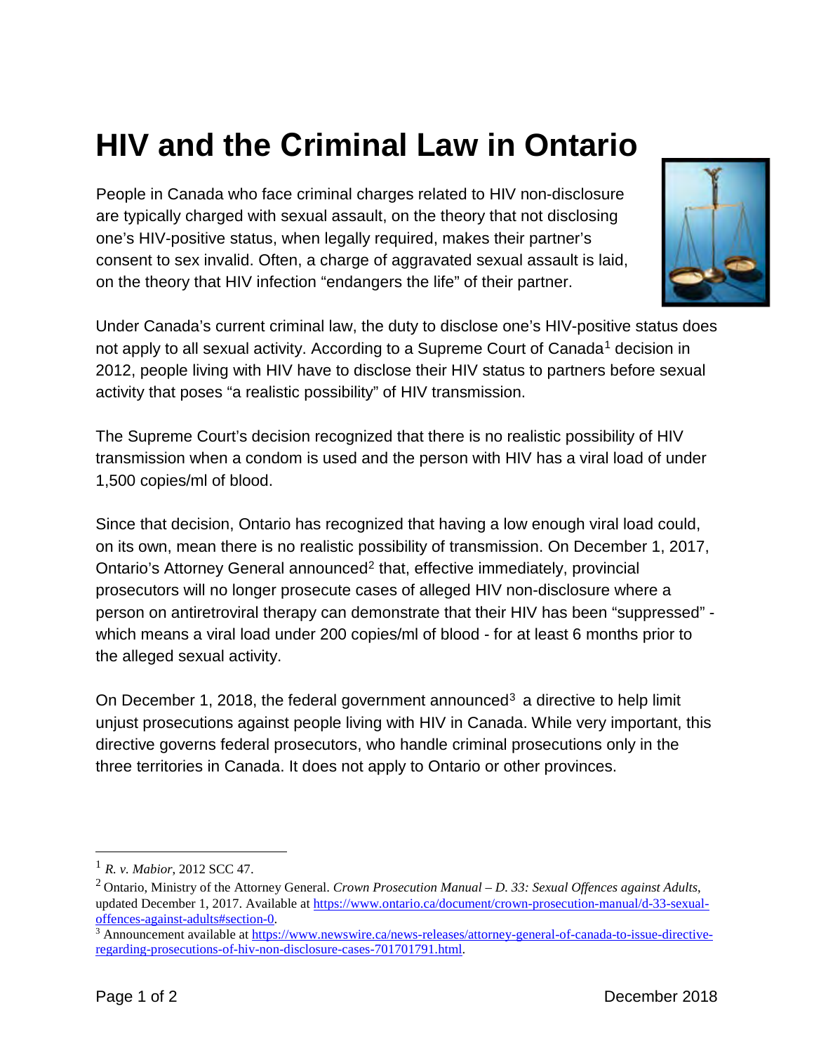# HIV and the Criminal Law in Ontario

People in Canada who face criminal charges related to HIV non-disclosure are typically charged with sexual assault, on the theory that not disclosing one's HIV-positive status, when legally required, makes their partner's consent to sex invalid. Often, a charge of aggravated sexual assault is laid, on the theory that HIV infection "endangers the life" of their partner.

Under Canada's current criminal law, the duty to disclose one's HIV-positive status does not apply to all sexual activity. According to a Supreme Court of Canada[1] decision in 2012, people living with HIV have to disclose their HIV status to partners before sexual activity that poses "a realistic possibility" of HIV transmission.

The Supreme Court's decision recognized that there is no realistic possibility of HIV transmission when a condom is used and the person with HIV has a viral load of under 1,500 copies/ml of blood.

Since that decision, Ontario has recognized that having a low enough viral load could, on its own, mean there is no realistic possibility of transmission. On December 1, 2017, Ontario's Attorney General announced[2] that, effective immediately, provincial prosecutors will no longer prosecute cases of alleged HIV non-disclosure where a person on antiretroviral therapy can demonstrate that their HIV has been "suppressed" - which means a viral load under 200 copies/ml of blood - for at least 6 months prior to the alleged sexual activity.

On December 1, 2018, the federal government announced[3] a directive to help limit unjust prosecutions against people living with HIV in Canada. While very important, this directive governs federal prosecutors, who handle criminal prosecutions only in the three territories in Canada. It does not apply to Ontario or other provinces.

---

[1] *R. v. Mabior*, 2012 SCC 47.

[2] Ontario, Ministry of the Attorney General. *Crown Prosecution Manual – D. 33: Sexual Offences against Adults*, updated December 1, 2017. Available at https://www.ontario.ca/document/crown-prosecution-manual/d-33-sexual-offences-against-adults#section-0.

[3] Announcement available at https://www.newswire.ca/news-releases/attorney-general-of-canada-to-issue-directive-regarding-prosecutions-of-hiv-non-disclosure-cases-701701791.html.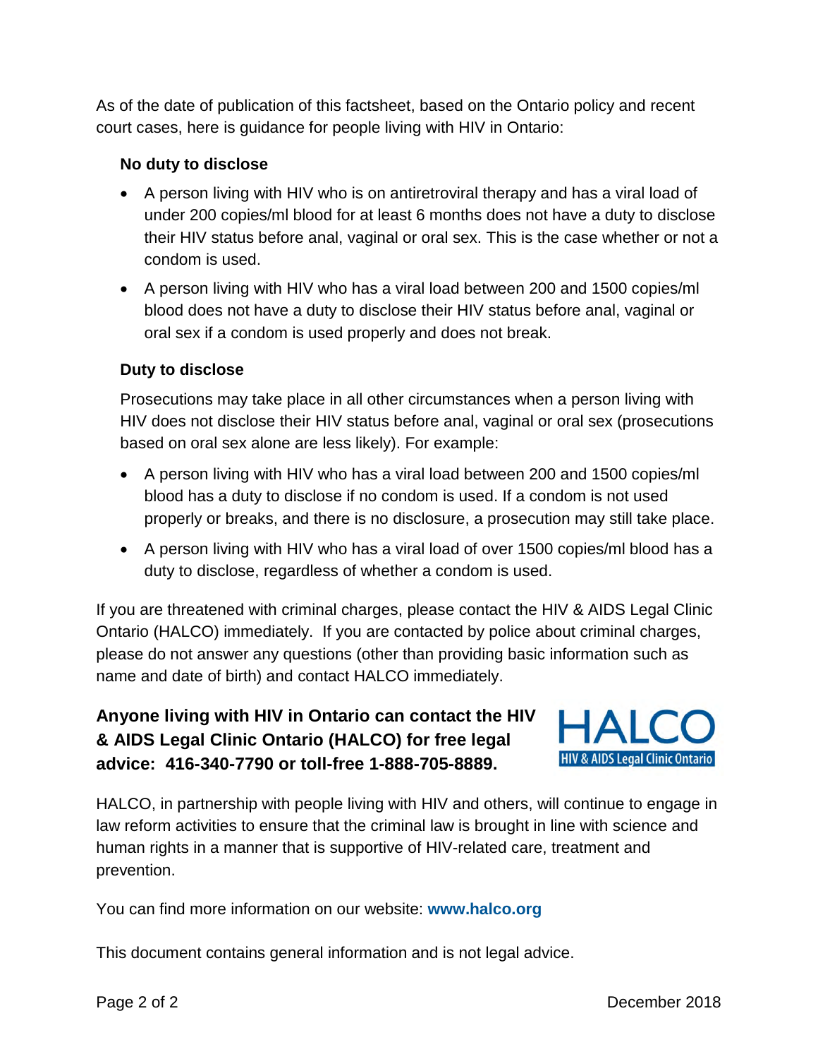As of the date of publication of this factsheet, based on the Ontario policy and recent court cases, here is guidance for people living with HIV in Ontario:

### No duty to disclose

- A person living with HIV who is on antiretroviral therapy and has a viral load of under 200 copies/ml blood for at least 6 months does not have a duty to disclose their HIV status before anal, vaginal or oral sex. This is the case whether or not a condom is used.
- A person living with HIV who has a viral load between 200 and 1500 copies/ml blood does not have a duty to disclose their HIV status before anal, vaginal or oral sex if a condom is used properly and does not break.

### Duty to disclose

Prosecutions may take place in all other circumstances when a person living with HIV does not disclose their HIV status before anal, vaginal or oral sex (prosecutions based on oral sex alone are less likely). For example:

- A person living with HIV who has a viral load between 200 and 1500 copies/ml blood has a duty to disclose if no condom is used. If a condom is not used properly or breaks, and there is no disclosure, a prosecution may still take place.
- A person living with HIV who has a viral load of over 1500 copies/ml blood has a duty to disclose, regardless of whether a condom is used.

If you are threatened with criminal charges, please contact the HIV & AIDS Legal Clinic Ontario (HALCO) immediately. If you are contacted by police about criminal charges, please do not answer any questions (other than providing basic information such as name and date of birth) and contact HALCO immediately.

**Anyone living with HIV in Ontario can contact the HIV & AIDS Legal Clinic Ontario (HALCO) for free legal advice: 416-340-7790 or toll-free 1-888-705-8889.**

HALCO
HIV & AIDS Legal Clinic Ontario

HALCO, in partnership with people living with HIV and others, will continue to engage in law reform activities to ensure that the criminal law is brought in line with science and human rights in a manner that is supportive of HIV-related care, treatment and prevention.

You can find more information on our website: **www.halco.org**

This document contains general information and is not legal advice.

December 2018